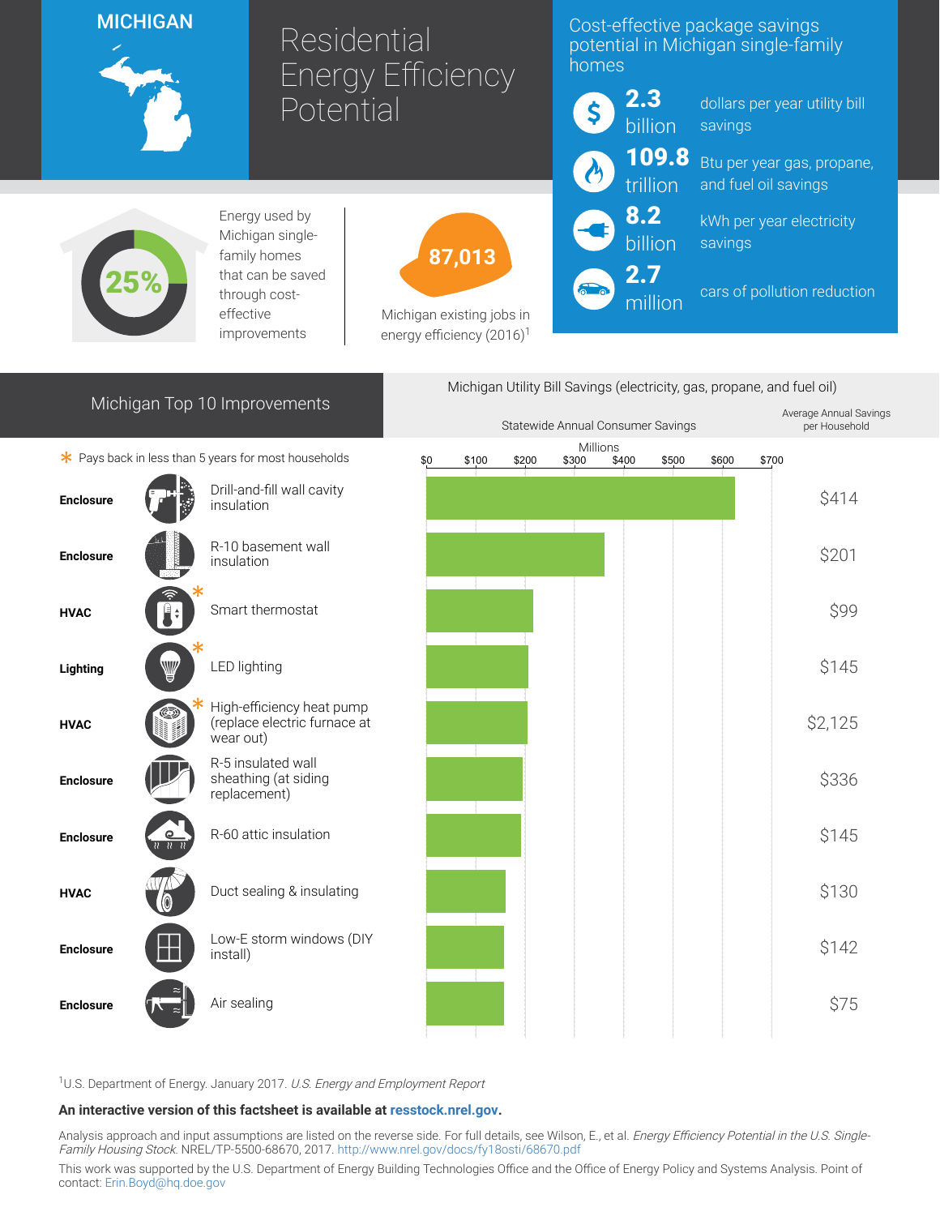# MICHIGAN

# Residential Energy Efficiency Potential

## Cost-effective package savings potential in Michigan single-family homes

- **2.3 billion** dollars per year utility bill savings
- **109.8 trillion** Btu per year gas, propane, and fuel oil savings
- **8.2 billion** kWh per year electricity savings
- **2.7 million** cars of pollution reduction

**25%** Energy used by Michigan single-family homes that can be saved through cost-effective improvements

**87,013** Michigan existing jobs in energy efficiency (2016)[1]

## Michigan Top 10 Improvements

Michigan Utility Bill Savings (electricity, gas, propane, and fuel oil)

\* Pays back in less than 5 years for most households

| Category | Improvement | Average Annual Savings per Household |
|---|---|---|
| Enclosure | Drill-and-fill wall cavity insulation | $414 |
| Enclosure | R-10 basement wall insulation | $201 |
| HVAC | Smart thermostat * | $99 |
| Lighting | LED lighting * | $145 |
| HVAC | High-efficiency heat pump (replace electric furnace at wear out) * | $2,125 |
| Enclosure | R-5 insulated wall sheathing (at siding replacement) | $336 |
| Enclosure | R-60 attic insulation | $145 |
| HVAC | Duct sealing & insulating | $130 |
| Enclosure | Low-E storm windows (DIY install) | $142 |
| Enclosure | Air sealing | $75 |

[1]U.S. Department of Energy. January 2017. *U.S. Energy and Employment Report*

**An interactive version of this factsheet is available at resstock.nrel.gov.**

Analysis approach and input assumptions are listed on the reverse side. For full details, see Wilson, E., et al. *Energy Efficiency Potential in the U.S. Single-Family Housing Stock*. NREL/TP-5500-68670, 2017. http://www.nrel.gov/docs/fy18osti/68670.pdf

This work was supported by the U.S. Department of Energy Building Technologies Office and the Office of Energy Policy and Systems Analysis. Point of contact: Erin.Boyd@hq.doe.gov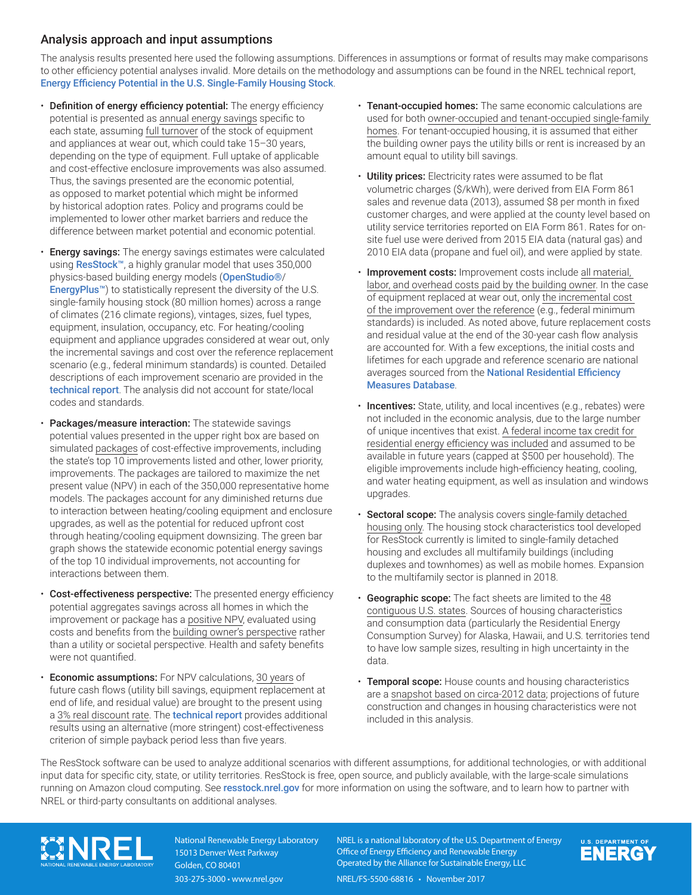## Analysis approach and input assumptions

The analysis results presented here used the following assumptions. Differences in assumptions or format of results may make comparisons to other efficiency potential analyses invalid. More details on the methodology and assumptions can be found in the NREL technical report, Energy Efficiency Potential in the U.S. Single-Family Housing Stock.

- **Definition of energy efficiency potential:** The energy efficiency potential is presented as annual energy savings specific to each state, assuming full turnover of the stock of equipment and appliances at wear out, which could take 15–30 years, depending on the type of equipment. Full uptake of applicable and cost-effective enclosure improvements was also assumed. Thus, the savings presented are the economic potential, as opposed to market potential which might be informed by historical adoption rates. Policy and programs could be implemented to lower other market barriers and reduce the difference between market potential and economic potential.
- **Energy savings:** The energy savings estimates were calculated using ResStock™, a highly granular model that uses 350,000 physics-based building energy models (OpenStudio®/ EnergyPlus™) to statistically represent the diversity of the U.S. single-family housing stock (80 million homes) across a range of climates (216 climate regions), vintages, sizes, fuel types, equipment, insulation, occupancy, etc. For heating/cooling equipment and appliance upgrades considered at wear out, only the incremental savings and cost over the reference replacement scenario (e.g., federal minimum standards) is counted. Detailed descriptions of each improvement scenario are provided in the technical report. The analysis did not account for state/local codes and standards.
- **Packages/measure interaction:** The statewide savings potential values presented in the upper right box are based on simulated packages of cost-effective improvements, including the state's top 10 improvements listed and other, lower priority, improvements. The packages are tailored to maximize the net present value (NPV) in each of the 350,000 representative home models. The packages account for any diminished returns due to interaction between heating/cooling equipment and enclosure upgrades, as well as the potential for reduced upfront cost through heating/cooling equipment downsizing. The green bar graph shows the statewide economic potential energy savings of the top 10 individual improvements, not accounting for interactions between them.
- **Cost-effectiveness perspective:** The presented energy efficiency potential aggregates savings across all homes in which the improvement or package has a positive NPV, evaluated using costs and benefits from the building owner's perspective rather than a utility or societal perspective. Health and safety benefits were not quantified.
- **Economic assumptions:** For NPV calculations, 30 years of future cash flows (utility bill savings, equipment replacement at end of life, and residual value) are brought to the present using a 3% real discount rate. The technical report provides additional results using an alternative (more stringent) cost-effectiveness criterion of simple payback period less than five years.
- **Tenant-occupied homes:** The same economic calculations are used for both owner-occupied and tenant-occupied single-family homes. For tenant-occupied housing, it is assumed that either the building owner pays the utility bills or rent is increased by an amount equal to utility bill savings.
- **Utility prices:** Electricity rates were assumed to be flat volumetric charges ($/kWh), were derived from EIA Form 861 sales and revenue data (2013), assumed $8 per month in fixed customer charges, and were applied at the county level based on utility service territories reported on EIA Form 861. Rates for on-site fuel use were derived from 2015 EIA data (natural gas) and 2010 EIA data (propane and fuel oil), and were applied by state.
- **Improvement costs:** Improvement costs include all material, labor, and overhead costs paid by the building owner. In the case of equipment replaced at wear out, only the incremental cost of the improvement over the reference (e.g., federal minimum standards) is included. As noted above, future replacement costs and residual value at the end of the 30-year cash flow analysis are accounted for. With a few exceptions, the initial costs and lifetimes for each upgrade and reference scenario are national averages sourced from the National Residential Efficiency Measures Database.
- **Incentives:** State, utility, and local incentives (e.g., rebates) were not included in the economic analysis, due to the large number of unique incentives that exist. A federal income tax credit for residential energy efficiency was included and assumed to be available in future years (capped at $500 per household). The eligible improvements include high-efficiency heating, cooling, and water heating equipment, as well as insulation and windows upgrades.
- **Sectoral scope:** The analysis covers single-family detached housing only. The housing stock characteristics tool developed for ResStock currently is limited to single-family detached housing and excludes all multifamily buildings (including duplexes and townhomes) as well as mobile homes. Expansion to the multifamily sector is planned in 2018.
- **Geographic scope:** The fact sheets are limited to the 48 contiguous U.S. states. Sources of housing characteristics and consumption data (particularly the Residential Energy Consumption Survey) for Alaska, Hawaii, and U.S. territories tend to have low sample sizes, resulting in high uncertainty in the data.
- **Temporal scope:** House counts and housing characteristics are a snapshot based on circa-2012 data; projections of future construction and changes in housing characteristics were not included in this analysis.

The ResStock software can be used to analyze additional scenarios with different assumptions, for additional technologies, or with additional input data for specific city, state, or utility territories. ResStock is free, open source, and publicly available, with the large-scale simulations running on Amazon cloud computing. See resstock.nrel.gov for more information on using the software, and to learn how to partner with NREL or third-party consultants on additional analyses.

NREL — National Renewable Energy Laboratory

National Renewable Energy Laboratory
15013 Denver West Parkway
Golden, CO 80401
303-275-3000 • www.nrel.gov

NREL is a national laboratory of the U.S. Department of Energy
Office of Energy Efficiency and Renewable Energy
Operated by the Alliance for Sustainable Energy, LLC

NREL/FS-5500-68816 • November 2017

U.S. DEPARTMENT OF ENERGY